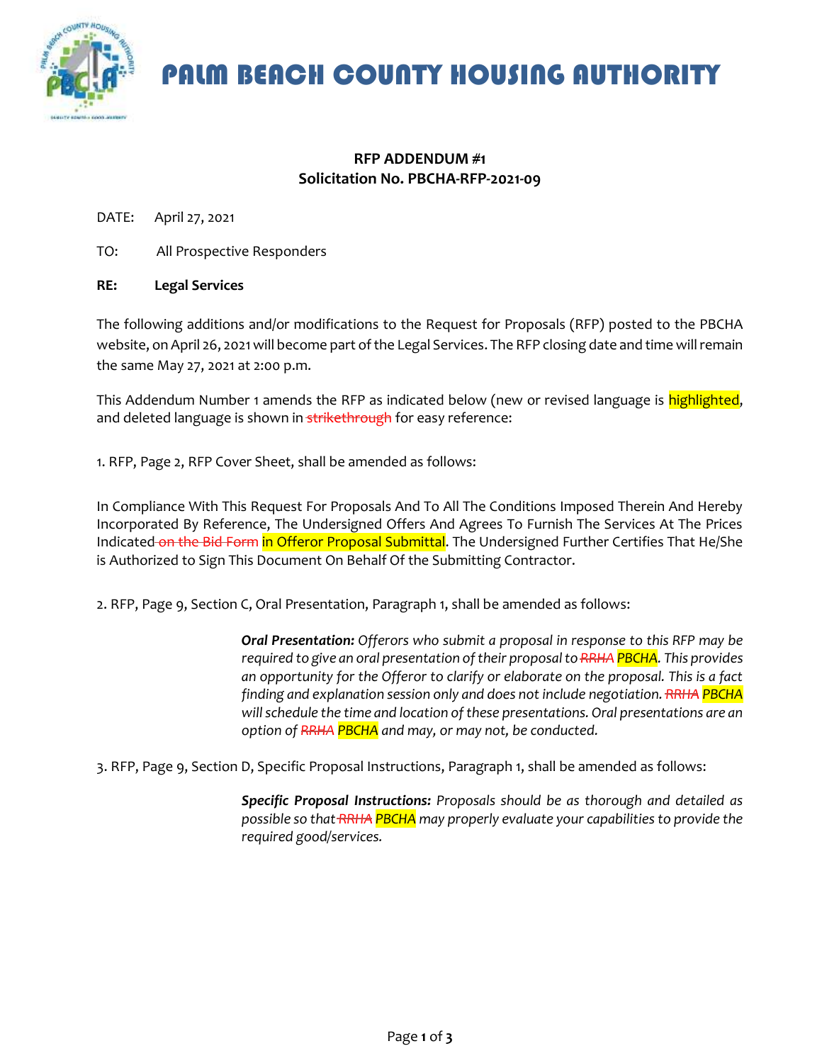# PALM BEACH COUNTY HOUSING AUTHORITY

**RFP ADDENDUM #1**
**Solicitation No. PBCHA-RFP-2021-09**

DATE: April 27, 2021

TO: All Prospective Responders

**RE: Legal Services**

The following additions and/or modifications to the Request for Proposals (RFP) posted to the PBCHA website, on April 26, 2021 will become part of the Legal Services. The RFP closing date and time will remain the same May 27, 2021 at 2:00 p.m.

This Addendum Number 1 amends the RFP as indicated below (new or revised language is highlighted, and deleted language is shown in ~~strikethrough~~ for easy reference:

1. RFP, Page 2, RFP Cover Sheet, shall be amended as follows:

In Compliance With This Request For Proposals And To All The Conditions Imposed Therein And Hereby Incorporated By Reference, The Undersigned Offers And Agrees To Furnish The Services At The Prices Indicated ~~on the Bid Form~~ in Offeror Proposal Submittal. The Undersigned Further Certifies That He/She is Authorized to Sign This Document On Behalf Of the Submitting Contractor.

2. RFP, Page 9, Section C, Oral Presentation, Paragraph 1, shall be amended as follows:

> ***Oral Presentation:*** *Offerors who submit a proposal in response to this RFP may be required to give an oral presentation of their proposal to ~~RRHA~~ PBCHA. This provides an opportunity for the Offeror to clarify or elaborate on the proposal. This is a fact finding and explanation session only and does not include negotiation. ~~RRHA~~ PBCHA will schedule the time and location of these presentations. Oral presentations are an option of ~~RRHA~~ PBCHA and may, or may not, be conducted.*

3. RFP, Page 9, Section D, Specific Proposal Instructions, Paragraph 1, shall be amended as follows:

> ***Specific Proposal Instructions:*** *Proposals should be as thorough and detailed as possible so that ~~RRHA~~ PBCHA may properly evaluate your capabilities to provide the required good/services.*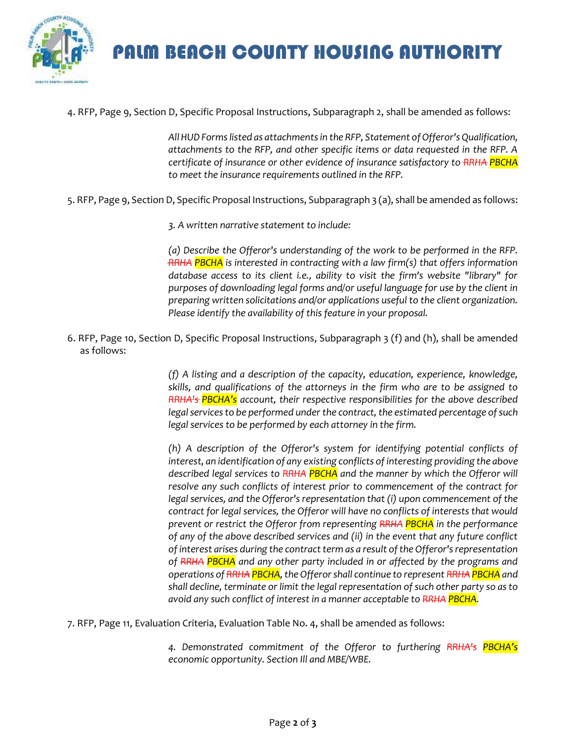4. RFP, Page 9, Section D, Specific Proposal Instructions, Subparagraph 2, shall be amended as follows:

> *All HUD Forms listed as attachments in the RFP, Statement of Offeror's Qualification, attachments to the RFP, and other specific items or data requested in the RFP. A certificate of insurance or other evidence of insurance satisfactory to ~~RRHA~~ PBCHA to meet the insurance requirements outlined in the RFP.*

5. RFP, Page 9, Section D, Specific Proposal Instructions, Subparagraph 3 (a), shall be amended as follows:

> *3. A written narrative statement to include:*
>
> *(a) Describe the Offeror's understanding of the work to be performed in the RFP. ~~RRHA~~ PBCHA is interested in contracting with a law firm(s) that offers information database access to its client i.e., ability to visit the firm's website "library" for purposes of downloading legal forms and/or useful language for use by the client in preparing written solicitations and/or applications useful to the client organization. Please identify the availability of this feature in your proposal.*

6. RFP, Page 10, Section D, Specific Proposal Instructions, Subparagraph 3 (f) and (h), shall be amended as follows:

> *(f) A listing and a description of the capacity, education, experience, knowledge, skills, and qualifications of the attorneys in the firm who are to be assigned to ~~RRHA's~~ PBCHA's account, their respective responsibilities for the above described legal services to be performed under the contract, the estimated percentage of such legal services to be performed by each attorney in the firm.*
>
> *(h) A description of the Offeror's system for identifying potential conflicts of interest, an identification of any existing conflicts of interesting providing the above described legal services to ~~RRHA~~ PBCHA and the manner by which the Offeror will resolve any such conflicts of interest prior to commencement of the contract for legal services, and the Offeror's representation that (i) upon commencement of the contract for legal services, the Offeror will have no conflicts of interests that would prevent or restrict the Offeror from representing ~~RRHA~~ PBCHA in the performance of any of the above described services and (ii) in the event that any future conflict of interest arises during the contract term as a result of the Offeror's representation of ~~RRHA~~ PBCHA and any other party included in or affected by the programs and operations of ~~RRHA~~ PBCHA, the Offeror shall continue to represent ~~RRHA~~ PBCHA and shall decline, terminate or limit the legal representation of such other party so as to avoid any such conflict of interest in a manner acceptable to ~~RRHA~~ PBCHA.*

7. RFP, Page 11, Evaluation Criteria, Evaluation Table No. 4, shall be amended as follows:

> *4. Demonstrated commitment of the Offeror to furthering ~~RRHA's~~ PBCHA's economic opportunity. Section Ill and MBE/WBE.*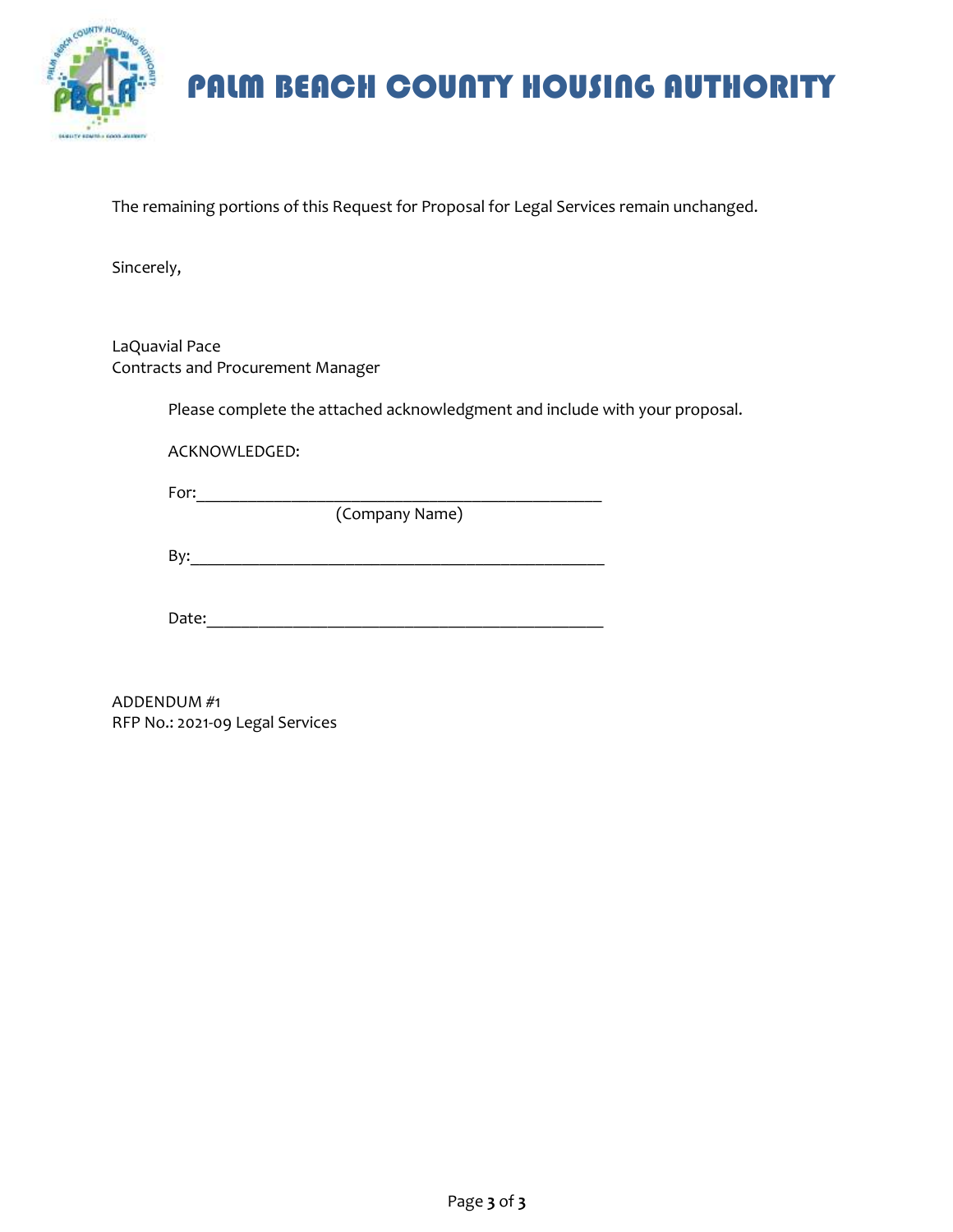# PALM BEACH COUNTY HOUSING AUTHORITY

The remaining portions of this Request for Proposal for Legal Services remain unchanged.

Sincerely,

LaQuavial Pace
Contracts and Procurement Manager

Please complete the attached acknowledgment and include with your proposal.

ACKNOWLEDGED:

For:_______________________________________________
(Company Name)

By:_______________________________________________

Date:_____________________________________________

ADDENDUM #1
RFP No.: 2021-09 Legal Services